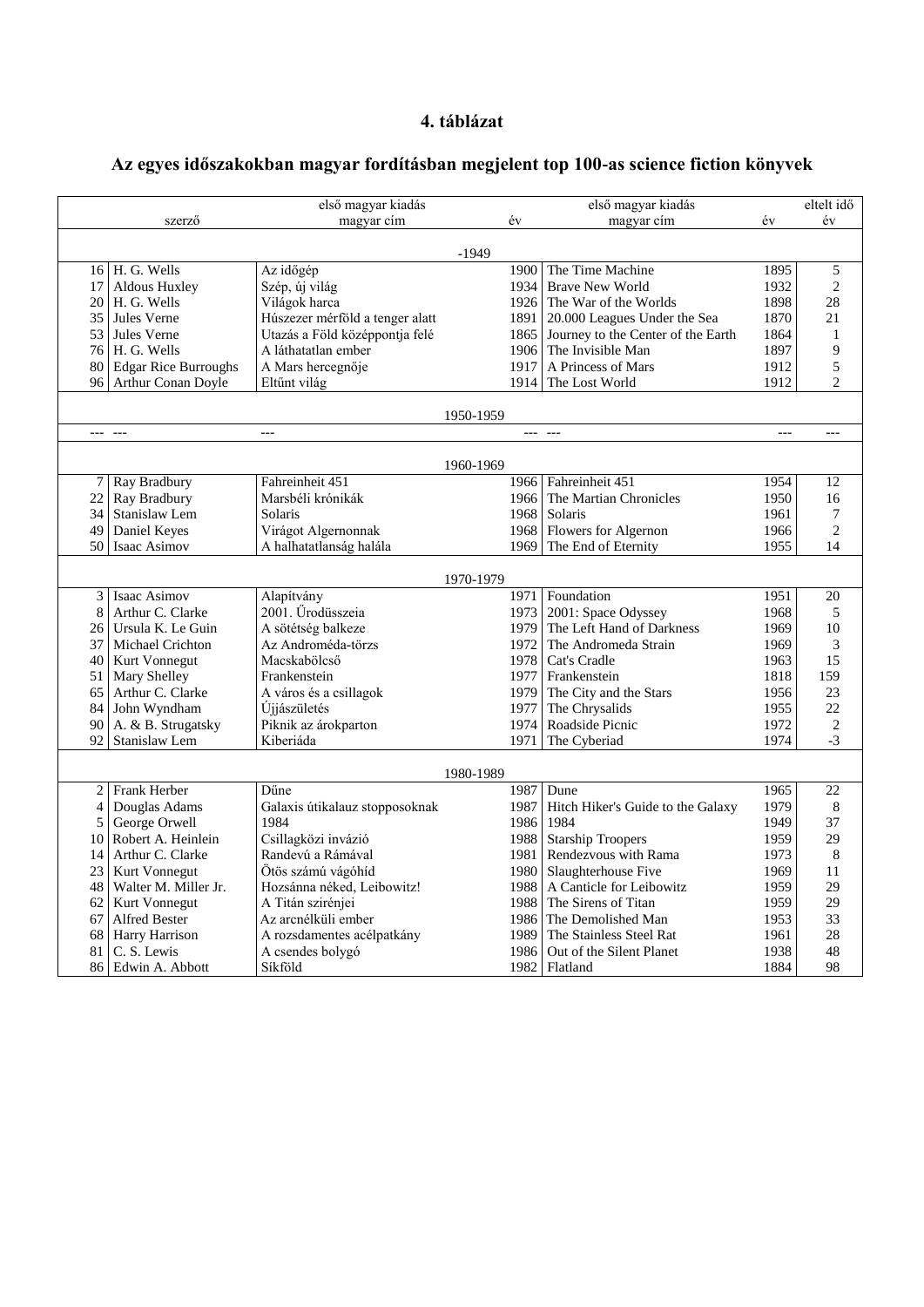# 4. táblázat

## Az egyes időszakokban magyar fordításban megjelent top 100-as science fiction könyvek

| | szerző | első magyar kiadás<br>magyar cím | év | első magyar kiadás<br>magyar cím | év | eltelt idő<br>év |
|---|---|---|---|---|---|---|
| | | | -1949 | | | |
| 16 | H. G. Wells | Az időgép | 1900 | The Time Machine | 1895 | 5 |
| 17 | Aldous Huxley | Szép, új világ | 1934 | Brave New World | 1932 | 2 |
| 20 | H. G. Wells | Világok harca | 1926 | The War of the Worlds | 1898 | 28 |
| 35 | Jules Verne | Húszezer mérföld a tenger alatt | 1891 | 20.000 Leagues Under the Sea | 1870 | 21 |
| 53 | Jules Verne | Utazás a Föld középpontja felé | 1865 | Journey to the Center of the Earth | 1864 | 1 |
| 76 | H. G. Wells | A láthatatlan ember | 1906 | The Invisible Man | 1897 | 9 |
| 80 | Edgar Rice Burroughs | A Mars hercegnője | 1917 | A Princess of Mars | 1912 | 5 |
| 96 | Arthur Conan Doyle | Eltűnt világ | 1914 | The Lost World | 1912 | 2 |
| | | | 1950-1959 | | | |
| --- | --- | --- | --- | --- | --- | --- |
| | | | 1960-1969 | | | |
| 7 | Ray Bradbury | Fahreinheit 451 | 1966 | Fahreinheit 451 | 1954 | 12 |
| 22 | Ray Bradbury | Marsbéli krónikák | 1966 | The Martian Chronicles | 1950 | 16 |
| 34 | Stanislaw Lem | Solaris | 1968 | Solaris | 1961 | 7 |
| 49 | Daniel Keyes | Virágot Algernonnak | 1968 | Flowers for Algernon | 1966 | 2 |
| 50 | Isaac Asimov | A halhatatlanság halála | 1969 | The End of Eternity | 1955 | 14 |
| | | | 1970-1979 | | | |
| 3 | Isaac Asimov | Alapítvány | 1971 | Foundation | 1951 | 20 |
| 8 | Arthur C. Clarke | 2001. Űrodüsszeia | 1973 | 2001: Space Odyssey | 1968 | 5 |
| 26 | Ursula K. Le Guin | A sötétség balkeze | 1979 | The Left Hand of Darkness | 1969 | 10 |
| 37 | Michael Crichton | Az Androméda-törzs | 1972 | The Andromeda Strain | 1969 | 3 |
| 40 | Kurt Vonnegut | Macskabölcső | 1978 | Cat's Cradle | 1963 | 15 |
| 51 | Mary Shelley | Frankenstein | 1977 | Frankenstein | 1818 | 159 |
| 65 | Arthur C. Clarke | A város és a csillagok | 1979 | The City and the Stars | 1956 | 23 |
| 84 | John Wyndham | Újjászületés | 1977 | The Chrysalids | 1955 | 22 |
| 90 | A. & B. Strugatsky | Piknik az árokparton | 1974 | Roadside Picnic | 1972 | 2 |
| 92 | Stanislaw Lem | Kiberiáda | 1971 | The Cyberiad | 1974 | -3 |
| | | | 1980-1989 | | | |
| 2 | Frank Herber | Dűne | 1987 | Dune | 1965 | 22 |
| 4 | Douglas Adams | Galaxis útikalauz stopposoknak | 1987 | Hitch Hiker's Guide to the Galaxy | 1979 | 8 |
| 5 | George Orwell | 1984 | 1986 | 1984 | 1949 | 37 |
| 10 | Robert A. Heinlein | Csillagközi invázió | 1988 | Starship Troopers | 1959 | 29 |
| 14 | Arthur C. Clarke | Randevú a Rámával | 1981 | Rendezvous with Rama | 1973 | 8 |
| 23 | Kurt Vonnegut | Ötös számú vágóhíd | 1980 | Slaughterhouse Five | 1969 | 11 |
| 48 | Walter M. Miller Jr. | Hozsánna néked, Leibowitz! | 1988 | A Canticle for Leibowitz | 1959 | 29 |
| 62 | Kurt Vonnegut | A Titán szirénjei | 1988 | The Sirens of Titan | 1959 | 29 |
| 67 | Alfred Bester | Az arcnélküli ember | 1986 | The Demolished Man | 1953 | 33 |
| 68 | Harry Harrison | A rozsdamentes acélpatkány | 1989 | The Stainless Steel Rat | 1961 | 28 |
| 81 | C. S. Lewis | A csendes bolygó | 1986 | Out of the Silent Planet | 1938 | 48 |
| 86 | Edwin A. Abbott | Síkföld | 1982 | Flatland | 1884 | 98 |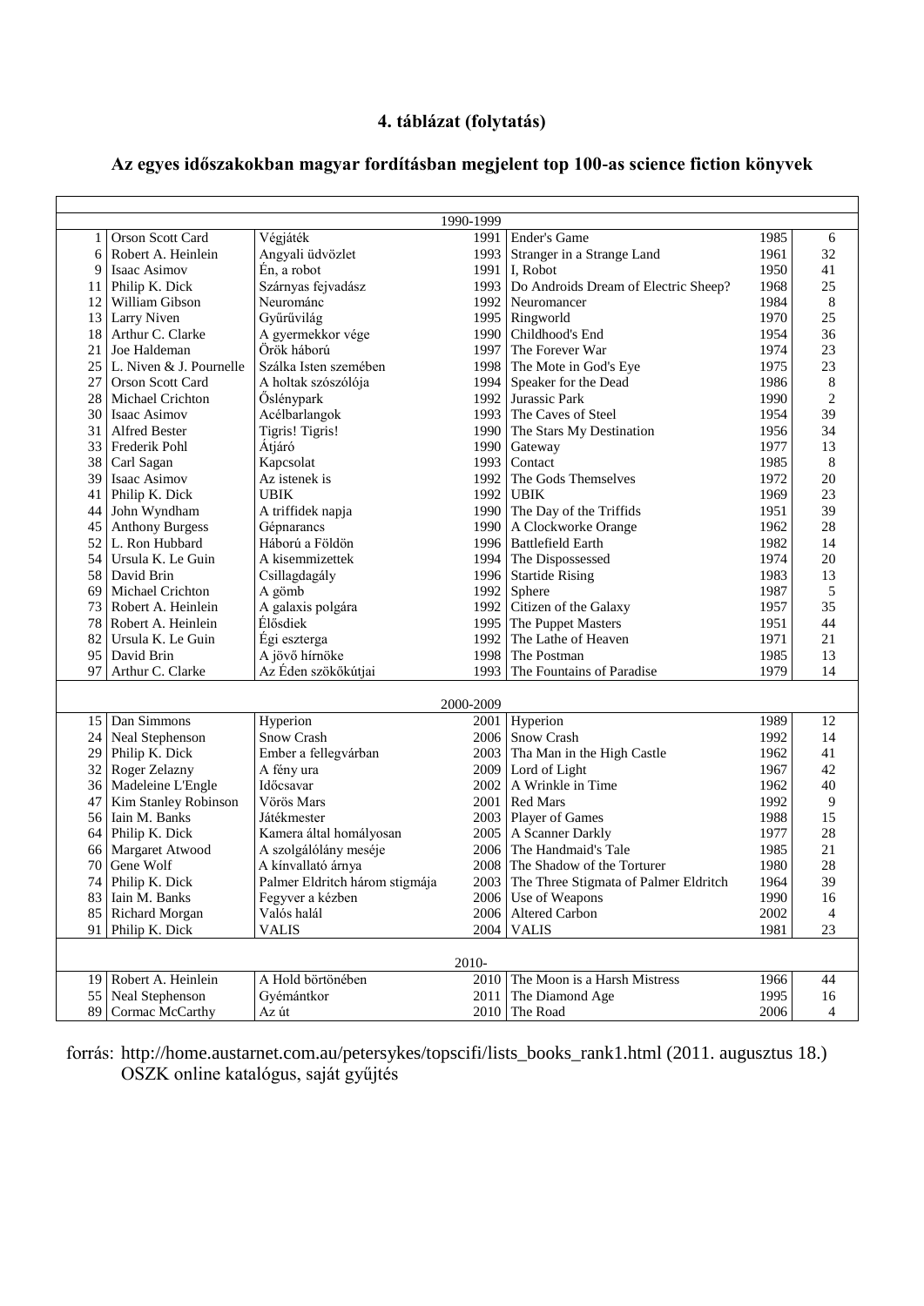**4. táblázat (folytatás)**

**Az egyes időszakokban magyar fordításban megjelent top 100-as science fiction könyvek**

| | | | | | | |
|---|---|---|---|---|---|---|
| | | | 1990-1999 | | | |
| 1 | Orson Scott Card | Végjáték | 1991 | Ender's Game | 1985 | 6 |
| 6 | Robert A. Heinlein | Angyali üdvözlet | 1993 | Stranger in a Strange Land | 1961 | 32 |
| 9 | Isaac Asimov | Én, a robot | 1991 | I, Robot | 1950 | 41 |
| 11 | Philip K. Dick | Szárnyas fejvadász | 1993 | Do Androids Dream of Electric Sheep? | 1968 | 25 |
| 12 | William Gibson | Neurománc | 1992 | Neuromancer | 1984 | 8 |
| 13 | Larry Niven | Gyűrűvilág | 1995 | Ringworld | 1970 | 25 |
| 18 | Arthur C. Clarke | A gyermekkor vége | 1990 | Childhood's End | 1954 | 36 |
| 21 | Joe Haldeman | Örök háború | 1997 | The Forever War | 1974 | 23 |
| 25 | L. Niven & J. Pournelle | Szálka Isten szemében | 1998 | The Mote in God's Eye | 1975 | 23 |
| 27 | Orson Scott Card | A holtak szószólója | 1994 | Speaker for the Dead | 1986 | 8 |
| 28 | Michael Crichton | Őslénypark | 1992 | Jurassic Park | 1990 | 2 |
| 30 | Isaac Asimov | Acélbarlangok | 1993 | The Caves of Steel | 1954 | 39 |
| 31 | Alfred Bester | Tigris! Tigris! | 1990 | The Stars My Destination | 1956 | 34 |
| 33 | Frederik Pohl | Átjáró | 1990 | Gateway | 1977 | 13 |
| 38 | Carl Sagan | Kapcsolat | 1993 | Contact | 1985 | 8 |
| 39 | Isaac Asimov | Az istenek is | 1992 | The Gods Themselves | 1972 | 20 |
| 41 | Philip K. Dick | UBIK | 1992 | UBIK | 1969 | 23 |
| 44 | John Wyndham | A triffidek napja | 1990 | The Day of the Triffids | 1951 | 39 |
| 45 | Anthony Burgess | Gépnarancs | 1990 | A Clockworke Orange | 1962 | 28 |
| 52 | L. Ron Hubbard | Háború a Földön | 1996 | Battlefield Earth | 1982 | 14 |
| 54 | Ursula K. Le Guin | A kisemmizettek | 1994 | The Dispossessed | 1974 | 20 |
| 58 | David Brin | Csillagdagály | 1996 | Startide Rising | 1983 | 13 |
| 69 | Michael Crichton | A gömb | 1992 | Sphere | 1987 | 5 |
| 73 | Robert A. Heinlein | A galaxis polgára | 1992 | Citizen of the Galaxy | 1957 | 35 |
| 78 | Robert A. Heinlein | Élősdiek | 1995 | The Puppet Masters | 1951 | 44 |
| 82 | Ursula K. Le Guin | Égi eszterga | 1992 | The Lathe of Heaven | 1971 | 21 |
| 95 | David Brin | A jövő hírnöke | 1998 | The Postman | 1985 | 13 |
| 97 | Arthur C. Clarke | Az Éden szökőkútjai | 1993 | The Fountains of Paradise | 1979 | 14 |
| | | | 2000-2009 | | | |
| 15 | Dan Simmons | Hyperion | 2001 | Hyperion | 1989 | 12 |
| 24 | Neal Stephenson | Snow Crash | 2006 | Snow Crash | 1992 | 14 |
| 29 | Philip K. Dick | Ember a fellegvárban | 2003 | Tha Man in the High Castle | 1962 | 41 |
| 32 | Roger Zelazny | A fény ura | 2009 | Lord of Light | 1967 | 42 |
| 36 | Madeleine L'Engle | Időcsavar | 2002 | A Wrinkle in Time | 1962 | 40 |
| 47 | Kim Stanley Robinson | Vörös Mars | 2001 | Red Mars | 1992 | 9 |
| 56 | Iain M. Banks | Játékmester | 2003 | Player of Games | 1988 | 15 |
| 64 | Philip K. Dick | Kamera által homályosan | 2005 | A Scanner Darkly | 1977 | 28 |
| 66 | Margaret Atwood | A szolgálólány meséje | 2006 | The Handmaid's Tale | 1985 | 21 |
| 70 | Gene Wolf | A kínvallató árnya | 2008 | The Shadow of the Torturer | 1980 | 28 |
| 74 | Philip K. Dick | Palmer Eldritch három stigmája | 2003 | The Three Stigmata of Palmer Eldritch | 1964 | 39 |
| 83 | Iain M. Banks | Fegyver a kézben | 2006 | Use of Weapons | 1990 | 16 |
| 85 | Richard Morgan | Valós halál | 2006 | Altered Carbon | 2002 | 4 |
| 91 | Philip K. Dick | VALIS | 2004 | VALIS | 1981 | 23 |
| | | | 2010- | | | |
| 19 | Robert A. Heinlein | A Hold börtönében | 2010 | The Moon is a Harsh Mistress | 1966 | 44 |
| 55 | Neal Stephenson | Gyémántkor | 2011 | The Diamond Age | 1995 | 16 |
| 89 | Cormac McCarthy | Az út | 2010 | The Road | 2006 | 4 |

forrás: http://home.austarnet.com.au/petersykes/topscifi/lists_books_rank1.html (2011. augusztus 18.)
OSZK online katalógus, saját gyűjtés